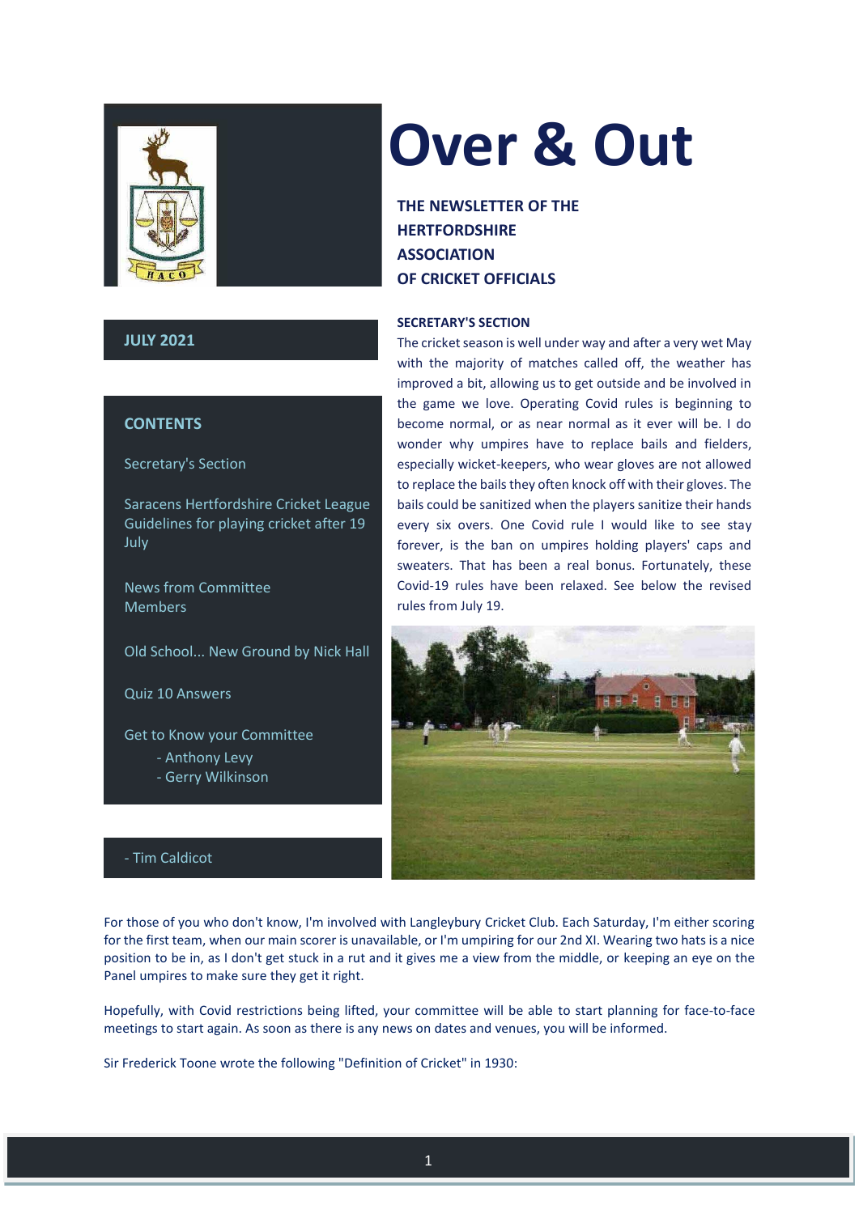# Over & Out

**THE NEWSLETTER OF THE HERTFORDSHIRE ASSOCIATION OF CRICKET OFFICIALS**

**JULY 2021**

## CONTENTS

- Secretary's Section
- Saracens Hertfordshire Cricket League Guidelines for playing cricket after 19 July
- News from Committee Members
- Old School... New Ground by Nick Hall
- Quiz 10 Answers
- Get to Know your Committee
  - Anthony Levy
  - Gerry Wilkinson
  - Tim Caldicot

### SECRETARY'S SECTION

The cricket season is well under way and after a very wet May with the majority of matches called off, the weather has improved a bit, allowing us to get outside and be involved in the game we love. Operating Covid rules is beginning to become normal, or as near normal as it ever will be. I do wonder why umpires have to replace bails and fielders, especially wicket-keepers, who wear gloves are not allowed to replace the bails they often knock off with their gloves. The bails could be sanitized when the players sanitize their hands every six overs. One Covid rule I would like to see stay forever, is the ban on umpires holding players' caps and sweaters. That has been a real bonus. Fortunately, these Covid-19 rules have been relaxed. See below the revised rules from July 19.

For those of you who don't know, I'm involved with Langleybury Cricket Club. Each Saturday, I'm either scoring for the first team, when our main scorer is unavailable, or I'm umpiring for our 2nd XI. Wearing two hats is a nice position to be in, as I don't get stuck in a rut and it gives me a view from the middle, or keeping an eye on the Panel umpires to make sure they get it right.

Hopefully, with Covid restrictions being lifted, your committee will be able to start planning for face-to-face meetings to start again. As soon as there is any news on dates and venues, you will be informed.

Sir Frederick Toone wrote the following "Definition of Cricket" in 1930: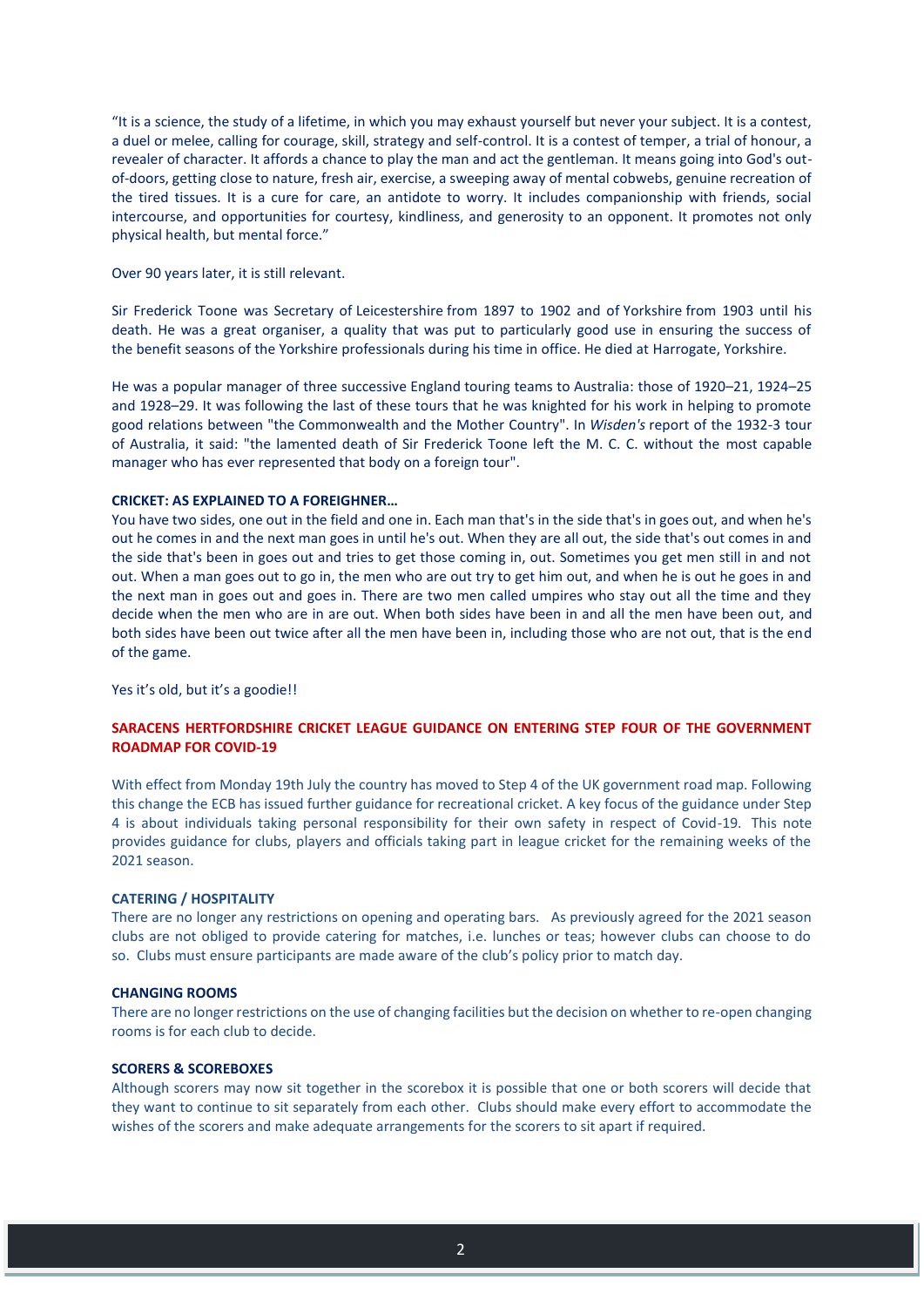"It is a science, the study of a lifetime, in which you may exhaust yourself but never your subject. It is a contest, a duel or melee, calling for courage, skill, strategy and self-control. It is a contest of temper, a trial of honour, a revealer of character. It affords a chance to play the man and act the gentleman. It means going into God's out-of-doors, getting close to nature, fresh air, exercise, a sweeping away of mental cobwebs, genuine recreation of the tired tissues. It is a cure for care, an antidote to worry. It includes companionship with friends, social intercourse, and opportunities for courtesy, kindliness, and generosity to an opponent. It promotes not only physical health, but mental force."

Over 90 years later, it is still relevant.

Sir Frederick Toone was Secretary of Leicestershire from 1897 to 1902 and of Yorkshire from 1903 until his death. He was a great organiser, a quality that was put to particularly good use in ensuring the success of the benefit seasons of the Yorkshire professionals during his time in office. He died at Harrogate, Yorkshire.

He was a popular manager of three successive England touring teams to Australia: those of 1920–21, 1924–25 and 1928–29. It was following the last of these tours that he was knighted for his work in helping to promote good relations between "the Commonwealth and the Mother Country". In *Wisden's* report of the 1932-3 tour of Australia, it said: "the lamented death of Sir Frederick Toone left the M. C. C. without the most capable manager who has ever represented that body on a foreign tour".

**CRICKET: AS EXPLAINED TO A FOREIGHNER…**

You have two sides, one out in the field and one in. Each man that's in the side that's in goes out, and when he's out he comes in and the next man goes in until he's out. When they are all out, the side that's out comes in and the side that's been in goes out and tries to get those coming in, out. Sometimes you get men still in and not out. When a man goes out to go in, the men who are out try to get him out, and when he is out he goes in and the next man in goes out and goes in. There are two men called umpires who stay out all the time and they decide when the men who are in are out. When both sides have been in and all the men have been out, and both sides have been out twice after all the men have been in, including those who are not out, that is the end of the game.

Yes it's old, but it's a goodie!!

## SARACENS HERTFORDSHIRE CRICKET LEAGUE GUIDANCE ON ENTERING STEP FOUR OF THE GOVERNMENT ROADMAP FOR COVID-19

With effect from Monday 19th July the country has moved to Step 4 of the UK government road map. Following this change the ECB has issued further guidance for recreational cricket. A key focus of the guidance under Step 4 is about individuals taking personal responsibility for their own safety in respect of Covid-19. This note provides guidance for clubs, players and officials taking part in league cricket for the remaining weeks of the 2021 season.

**CATERING / HOSPITALITY**

There are no longer any restrictions on opening and operating bars. As previously agreed for the 2021 season clubs are not obliged to provide catering for matches, i.e. lunches or teas; however clubs can choose to do so. Clubs must ensure participants are made aware of the club's policy prior to match day.

**CHANGING ROOMS**

There are no longer restrictions on the use of changing facilities but the decision on whether to re-open changing rooms is for each club to decide.

**SCORERS & SCOREBOXES**

Although scorers may now sit together in the scorebox it is possible that one or both scorers will decide that they want to continue to sit separately from each other. Clubs should make every effort to accommodate the wishes of the scorers and make adequate arrangements for the scorers to sit apart if required.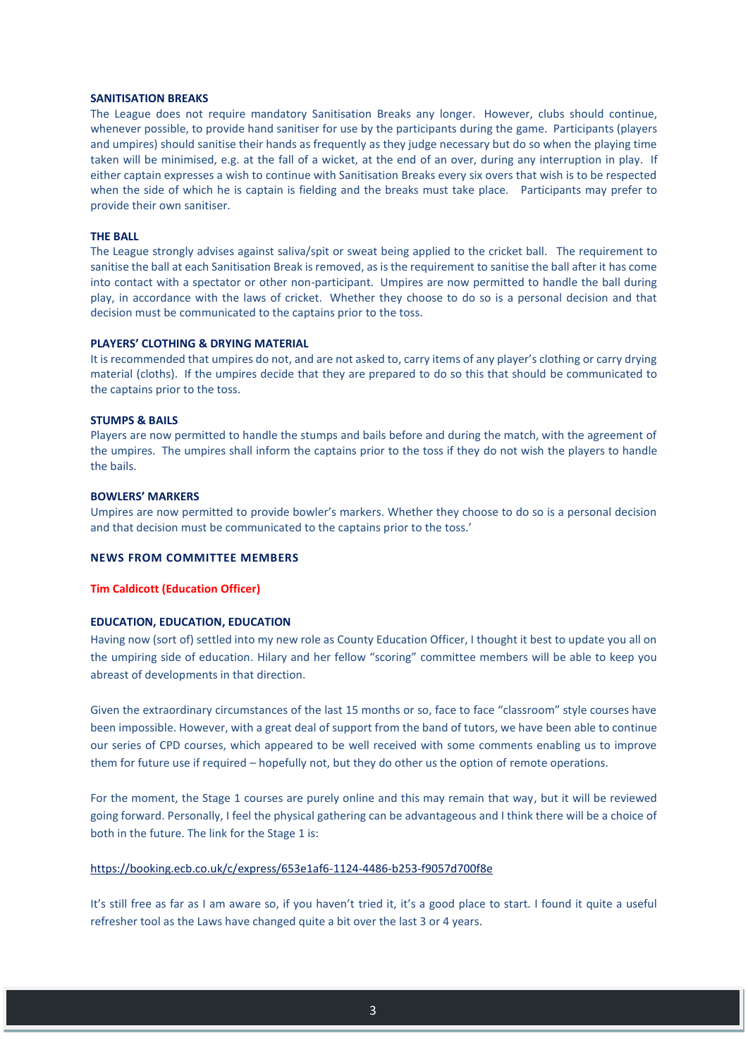**SANITISATION BREAKS**

The League does not require mandatory Sanitisation Breaks any longer. However, clubs should continue, whenever possible, to provide hand sanitiser for use by the participants during the game. Participants (players and umpires) should sanitise their hands as frequently as they judge necessary but do so when the playing time taken will be minimised, e.g. at the fall of a wicket, at the end of an over, during any interruption in play. If either captain expresses a wish to continue with Sanitisation Breaks every six overs that wish is to be respected when the side of which he is captain is fielding and the breaks must take place. Participants may prefer to provide their own sanitiser.

**THE BALL**

The League strongly advises against saliva/spit or sweat being applied to the cricket ball. The requirement to sanitise the ball at each Sanitisation Break is removed, as is the requirement to sanitise the ball after it has come into contact with a spectator or other non-participant. Umpires are now permitted to handle the ball during play, in accordance with the laws of cricket. Whether they choose to do so is a personal decision and that decision must be communicated to the captains prior to the toss.

**PLAYERS' CLOTHING & DRYING MATERIAL**

It is recommended that umpires do not, and are not asked to, carry items of any player's clothing or carry drying material (cloths). If the umpires decide that they are prepared to do so this that should be communicated to the captains prior to the toss.

**STUMPS & BAILS**

Players are now permitted to handle the stumps and bails before and during the match, with the agreement of the umpires. The umpires shall inform the captains prior to the toss if they do not wish the players to handle the bails.

**BOWLERS' MARKERS**

Umpires are now permitted to provide bowler's markers. Whether they choose to do so is a personal decision and that decision must be communicated to the captains prior to the toss.'

## NEWS FROM COMMITTEE MEMBERS

**Tim Caldicott (Education Officer)**

### EDUCATION, EDUCATION, EDUCATION

Having now (sort of) settled into my new role as County Education Officer, I thought it best to update you all on the umpiring side of education. Hilary and her fellow "scoring" committee members will be able to keep you abreast of developments in that direction.

Given the extraordinary circumstances of the last 15 months or so, face to face "classroom" style courses have been impossible. However, with a great deal of support from the band of tutors, we have been able to continue our series of CPD courses, which appeared to be well received with some comments enabling us to improve them for future use if required – hopefully not, but they do other us the option of remote operations.

For the moment, the Stage 1 courses are purely online and this may remain that way, but it will be reviewed going forward. Personally, I feel the physical gathering can be advantageous and I think there will be a choice of both in the future. The link for the Stage 1 is:

https://booking.ecb.co.uk/c/express/653e1af6-1124-4486-b253-f9057d700f8e

It's still free as far as I am aware so, if you haven't tried it, it's a good place to start. I found it quite a useful refresher tool as the Laws have changed quite a bit over the last 3 or 4 years.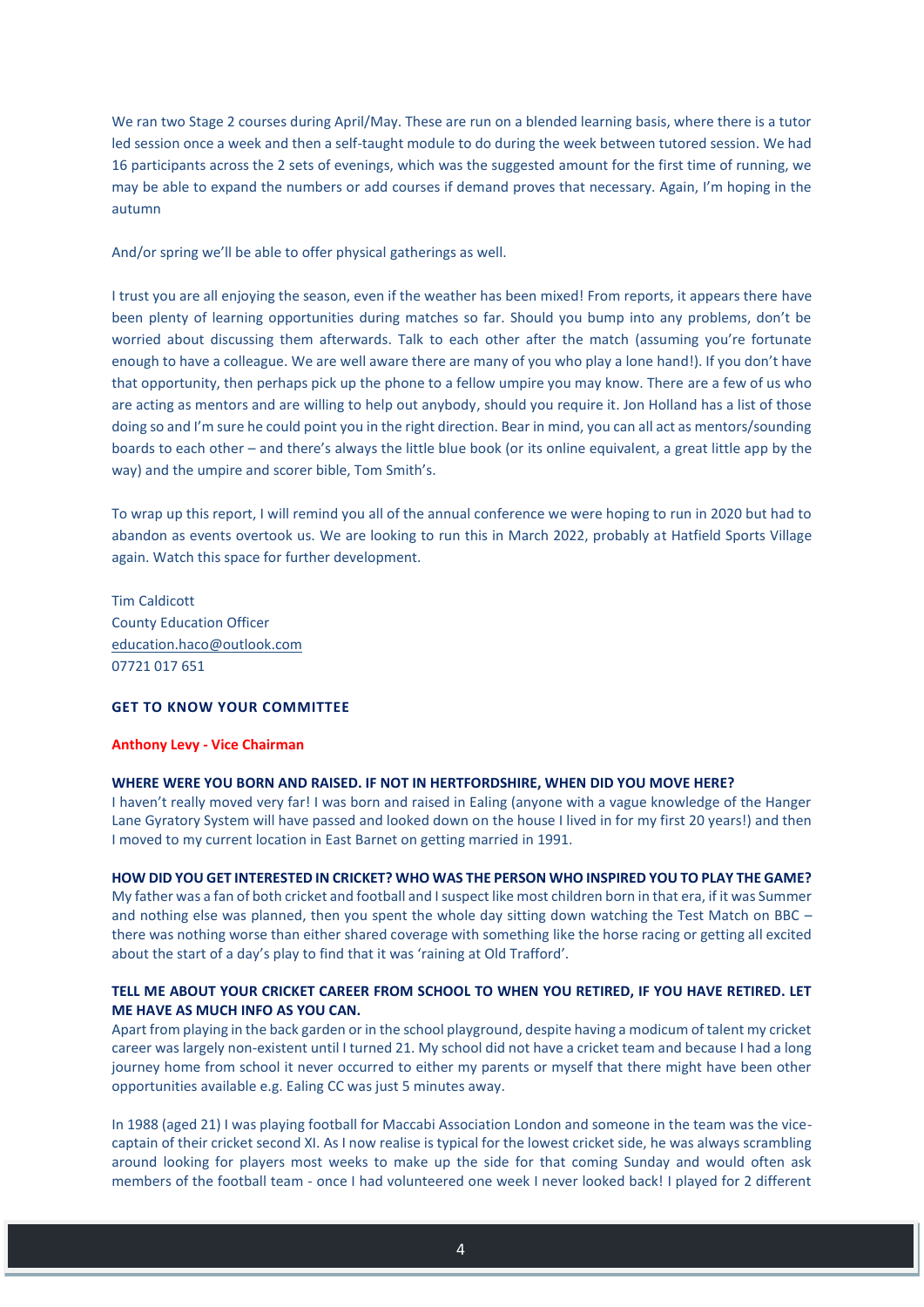We ran two Stage 2 courses during April/May. These are run on a blended learning basis, where there is a tutor led session once a week and then a self-taught module to do during the week between tutored session. We had 16 participants across the 2 sets of evenings, which was the suggested amount for the first time of running, we may be able to expand the numbers or add courses if demand proves that necessary. Again, I'm hoping in the autumn

And/or spring we'll be able to offer physical gatherings as well.

I trust you are all enjoying the season, even if the weather has been mixed! From reports, it appears there have been plenty of learning opportunities during matches so far. Should you bump into any problems, don't be worried about discussing them afterwards. Talk to each other after the match (assuming you're fortunate enough to have a colleague. We are well aware there are many of you who play a lone hand!). If you don't have that opportunity, then perhaps pick up the phone to a fellow umpire you may know. There are a few of us who are acting as mentors and are willing to help out anybody, should you require it. Jon Holland has a list of those doing so and I'm sure he could point you in the right direction. Bear in mind, you can all act as mentors/sounding boards to each other – and there's always the little blue book (or its online equivalent, a great little app by the way) and the umpire and scorer bible, Tom Smith's.

To wrap up this report, I will remind you all of the annual conference we were hoping to run in 2020 but had to abandon as events overtook us. We are looking to run this in March 2022, probably at Hatfield Sports Village again. Watch this space for further development.

Tim Caldicott
County Education Officer
education.haco@outlook.com
07721 017 651

## GET TO KNOW YOUR COMMITTEE

### Anthony Levy - Vice Chairman

**WHERE WERE YOU BORN AND RAISED. IF NOT IN HERTFORDSHIRE, WHEN DID YOU MOVE HERE?**

I haven't really moved very far! I was born and raised in Ealing (anyone with a vague knowledge of the Hanger Lane Gyratory System will have passed and looked down on the house I lived in for my first 20 years!) and then I moved to my current location in East Barnet on getting married in 1991.

**HOW DID YOU GET INTERESTED IN CRICKET? WHO WAS THE PERSON WHO INSPIRED YOU TO PLAY THE GAME?**

My father was a fan of both cricket and football and I suspect like most children born in that era, if it was Summer and nothing else was planned, then you spent the whole day sitting down watching the Test Match on BBC – there was nothing worse than either shared coverage with something like the horse racing or getting all excited about the start of a day's play to find that it was 'raining at Old Trafford'.

**TELL ME ABOUT YOUR CRICKET CAREER FROM SCHOOL TO WHEN YOU RETIRED, IF YOU HAVE RETIRED. LET ME HAVE AS MUCH INFO AS YOU CAN.**

Apart from playing in the back garden or in the school playground, despite having a modicum of talent my cricket career was largely non-existent until I turned 21. My school did not have a cricket team and because I had a long journey home from school it never occurred to either my parents or myself that there might have been other opportunities available e.g. Ealing CC was just 5 minutes away.

In 1988 (aged 21) I was playing football for Maccabi Association London and someone in the team was the vice-captain of their cricket second XI. As I now realise is typical for the lowest cricket side, he was always scrambling around looking for players most weeks to make up the side for that coming Sunday and would often ask members of the football team - once I had volunteered one week I never looked back! I played for 2 different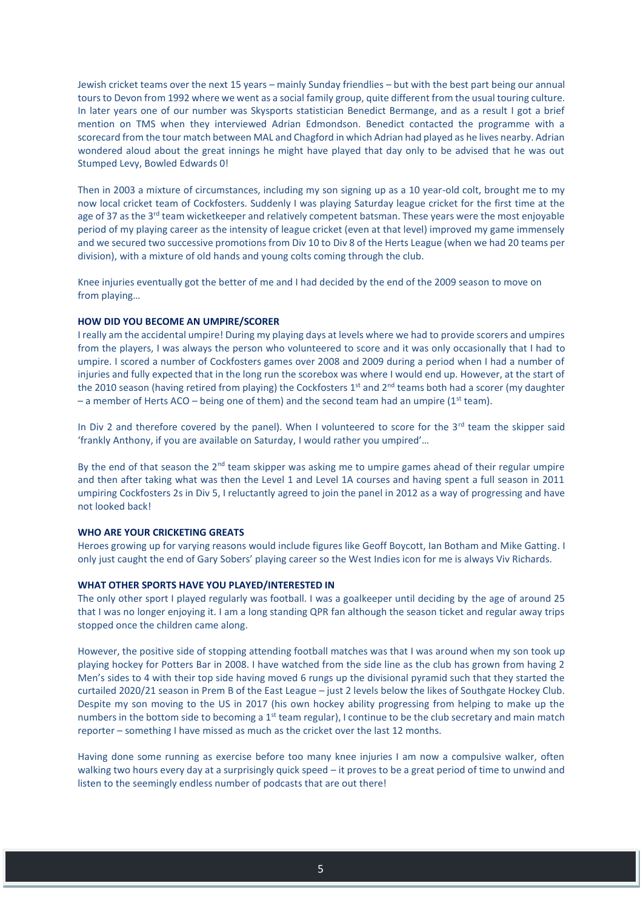Jewish cricket teams over the next 15 years – mainly Sunday friendlies – but with the best part being our annual tours to Devon from 1992 where we went as a social family group, quite different from the usual touring culture. In later years one of our number was Skysports statistician Benedict Bermange, and as a result I got a brief mention on TMS when they interviewed Adrian Edmondson. Benedict contacted the programme with a scorecard from the tour match between MAL and Chagford in which Adrian had played as he lives nearby. Adrian wondered aloud about the great innings he might have played that day only to be advised that he was out Stumped Levy, Bowled Edwards 0!

Then in 2003 a mixture of circumstances, including my son signing up as a 10 year-old colt, brought me to my now local cricket team of Cockfosters. Suddenly I was playing Saturday league cricket for the first time at the age of 37 as the 3rd team wicketkeeper and relatively competent batsman. These years were the most enjoyable period of my playing career as the intensity of league cricket (even at that level) improved my game immensely and we secured two successive promotions from Div 10 to Div 8 of the Herts League (when we had 20 teams per division), with a mixture of old hands and young colts coming through the club.

Knee injuries eventually got the better of me and I had decided by the end of the 2009 season to move on from playing…

**HOW DID YOU BECOME AN UMPIRE/SCORER**

I really am the accidental umpire! During my playing days at levels where we had to provide scorers and umpires from the players, I was always the person who volunteered to score and it was only occasionally that I had to umpire. I scored a number of Cockfosters games over 2008 and 2009 during a period when I had a number of injuries and fully expected that in the long run the scorebox was where I would end up. However, at the start of the 2010 season (having retired from playing) the Cockfosters 1st and 2nd teams both had a scorer (my daughter – a member of Herts ACO – being one of them) and the second team had an umpire (1st team).

In Div 2 and therefore covered by the panel). When I volunteered to score for the 3rd team the skipper said 'frankly Anthony, if you are available on Saturday, I would rather you umpired'…

By the end of that season the 2nd team skipper was asking me to umpire games ahead of their regular umpire and then after taking what was then the Level 1 and Level 1A courses and having spent a full season in 2011 umpiring Cockfosters 2s in Div 5, I reluctantly agreed to join the panel in 2012 as a way of progressing and have not looked back!

**WHO ARE YOUR CRICKETING GREATS**

Heroes growing up for varying reasons would include figures like Geoff Boycott, Ian Botham and Mike Gatting. I only just caught the end of Gary Sobers' playing career so the West Indies icon for me is always Viv Richards.

**WHAT OTHER SPORTS HAVE YOU PLAYED/INTERESTED IN**

The only other sport I played regularly was football. I was a goalkeeper until deciding by the age of around 25 that I was no longer enjoying it. I am a long standing QPR fan although the season ticket and regular away trips stopped once the children came along.

However, the positive side of stopping attending football matches was that I was around when my son took up playing hockey for Potters Bar in 2008. I have watched from the side line as the club has grown from having 2 Men's sides to 4 with their top side having moved 6 rungs up the divisional pyramid such that they started the curtailed 2020/21 season in Prem B of the East League – just 2 levels below the likes of Southgate Hockey Club. Despite my son moving to the US in 2017 (his own hockey ability progressing from helping to make up the numbers in the bottom side to becoming a 1st team regular), I continue to be the club secretary and main match reporter – something I have missed as much as the cricket over the last 12 months.

Having done some running as exercise before too many knee injuries I am now a compulsive walker, often walking two hours every day at a surprisingly quick speed – it proves to be a great period of time to unwind and listen to the seemingly endless number of podcasts that are out there!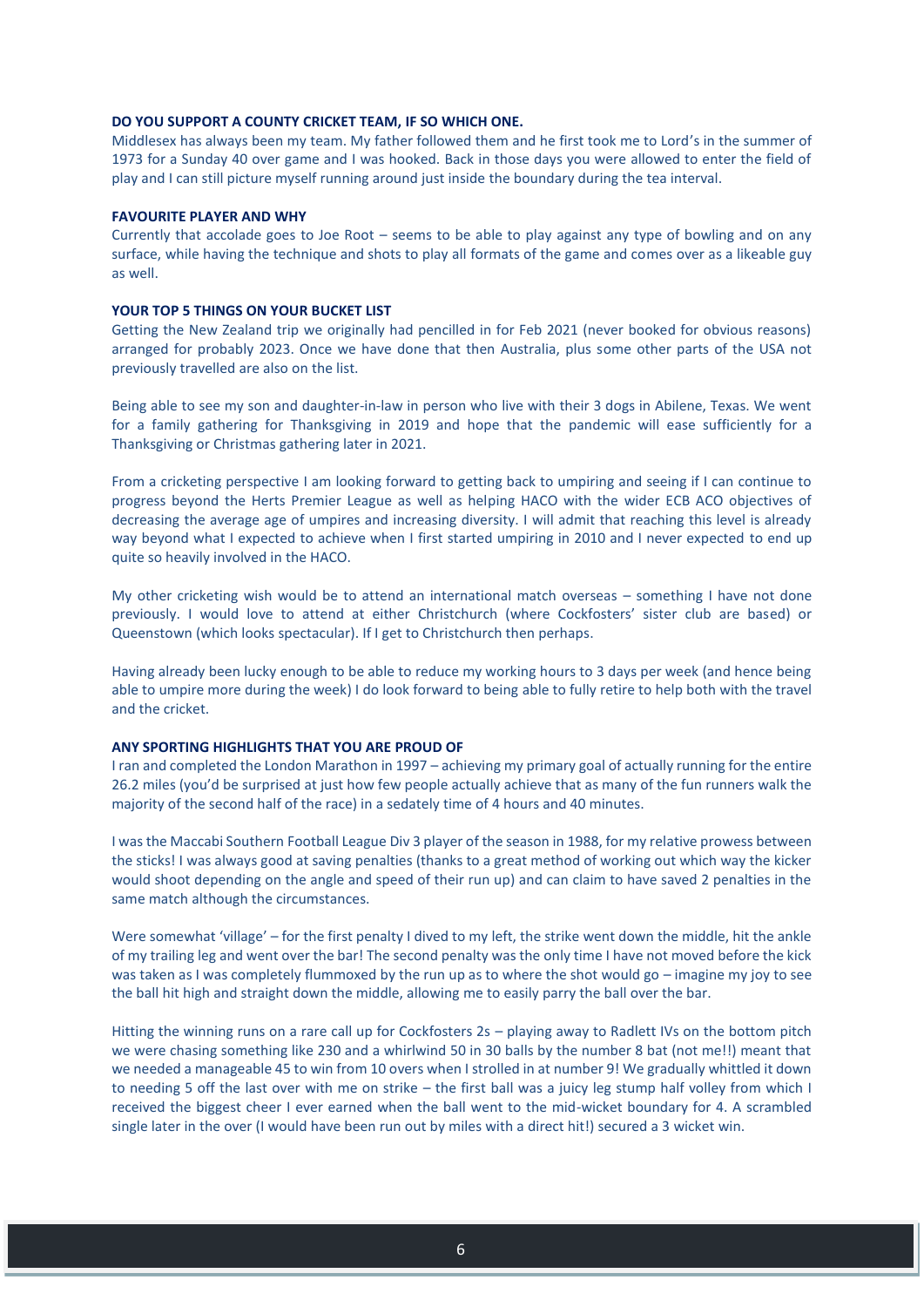**DO YOU SUPPORT A COUNTY CRICKET TEAM, IF SO WHICH ONE.**

Middlesex has always been my team. My father followed them and he first took me to Lord's in the summer of 1973 for a Sunday 40 over game and I was hooked. Back in those days you were allowed to enter the field of play and I can still picture myself running around just inside the boundary during the tea interval.

**FAVOURITE PLAYER AND WHY**

Currently that accolade goes to Joe Root – seems to be able to play against any type of bowling and on any surface, while having the technique and shots to play all formats of the game and comes over as a likeable guy as well.

**YOUR TOP 5 THINGS ON YOUR BUCKET LIST**

Getting the New Zealand trip we originally had pencilled in for Feb 2021 (never booked for obvious reasons) arranged for probably 2023. Once we have done that then Australia, plus some other parts of the USA not previously travelled are also on the list.

Being able to see my son and daughter-in-law in person who live with their 3 dogs in Abilene, Texas. We went for a family gathering for Thanksgiving in 2019 and hope that the pandemic will ease sufficiently for a Thanksgiving or Christmas gathering later in 2021.

From a cricketing perspective I am looking forward to getting back to umpiring and seeing if I can continue to progress beyond the Herts Premier League as well as helping HACO with the wider ECB ACO objectives of decreasing the average age of umpires and increasing diversity. I will admit that reaching this level is already way beyond what I expected to achieve when I first started umpiring in 2010 and I never expected to end up quite so heavily involved in the HACO.

My other cricketing wish would be to attend an international match overseas – something I have not done previously. I would love to attend at either Christchurch (where Cockfosters' sister club are based) or Queenstown (which looks spectacular). If I get to Christchurch then perhaps.

Having already been lucky enough to be able to reduce my working hours to 3 days per week (and hence being able to umpire more during the week) I do look forward to being able to fully retire to help both with the travel and the cricket.

**ANY SPORTING HIGHLIGHTS THAT YOU ARE PROUD OF**

I ran and completed the London Marathon in 1997 – achieving my primary goal of actually running for the entire 26.2 miles (you'd be surprised at just how few people actually achieve that as many of the fun runners walk the majority of the second half of the race) in a sedately time of 4 hours and 40 minutes.

I was the Maccabi Southern Football League Div 3 player of the season in 1988, for my relative prowess between the sticks! I was always good at saving penalties (thanks to a great method of working out which way the kicker would shoot depending on the angle and speed of their run up) and can claim to have saved 2 penalties in the same match although the circumstances.

Were somewhat 'village' – for the first penalty I dived to my left, the strike went down the middle, hit the ankle of my trailing leg and went over the bar! The second penalty was the only time I have not moved before the kick was taken as I was completely flummoxed by the run up as to where the shot would go – imagine my joy to see the ball hit high and straight down the middle, allowing me to easily parry the ball over the bar.

Hitting the winning runs on a rare call up for Cockfosters 2s – playing away to Radlett IVs on the bottom pitch we were chasing something like 230 and a whirlwind 50 in 30 balls by the number 8 bat (not me!!) meant that we needed a manageable 45 to win from 10 overs when I strolled in at number 9! We gradually whittled it down to needing 5 off the last over with me on strike – the first ball was a juicy leg stump half volley from which I received the biggest cheer I ever earned when the ball went to the mid-wicket boundary for 4. A scrambled single later in the over (I would have been run out by miles with a direct hit!) secured a 3 wicket win.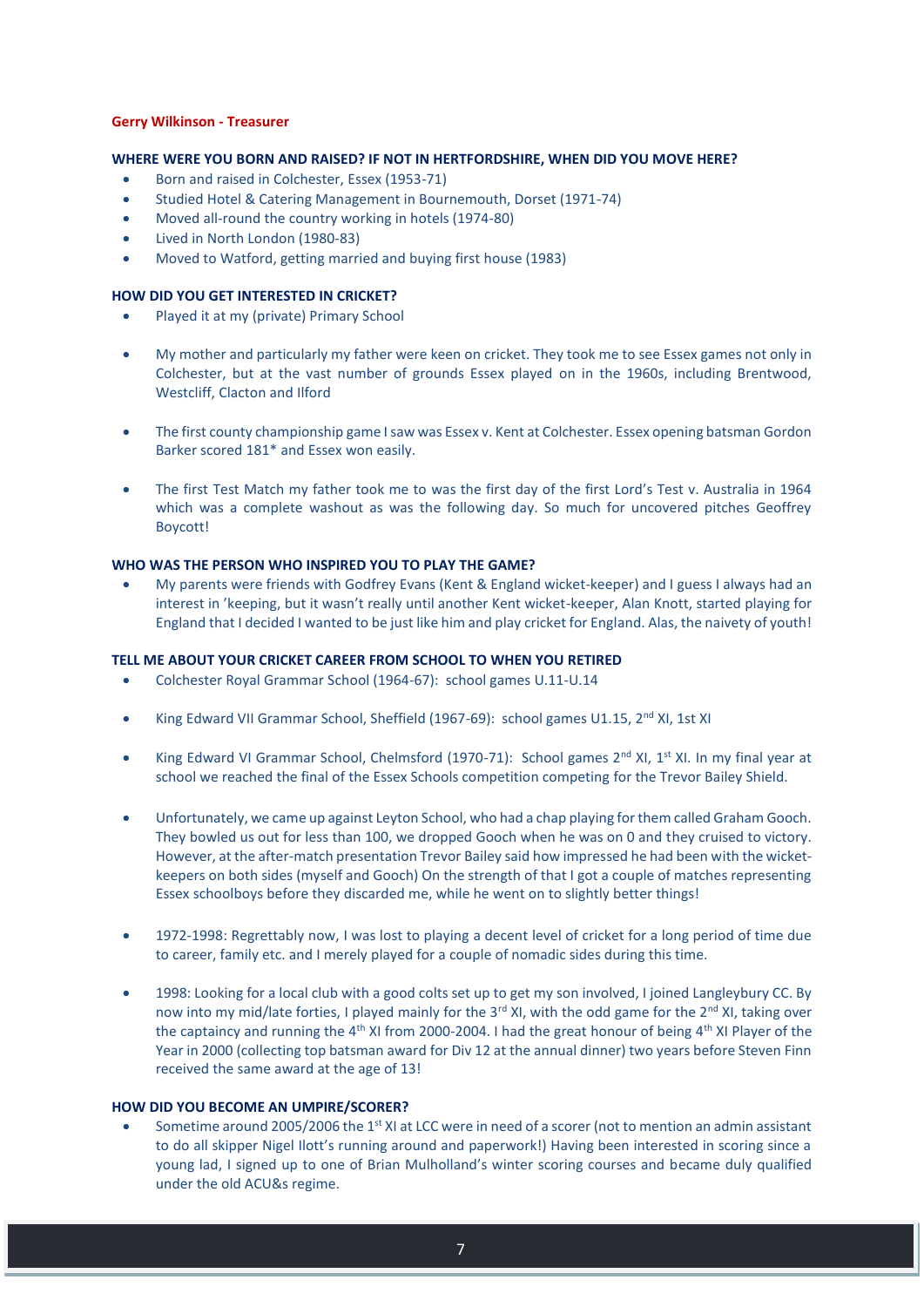**Gerry Wilkinson - Treasurer**

**WHERE WERE YOU BORN AND RAISED? IF NOT IN HERTFORDSHIRE, WHEN DID YOU MOVE HERE?**

- Born and raised in Colchester, Essex (1953-71)
- Studied Hotel & Catering Management in Bournemouth, Dorset (1971-74)
- Moved all-round the country working in hotels (1974-80)
- Lived in North London (1980-83)
- Moved to Watford, getting married and buying first house (1983)

**HOW DID YOU GET INTERESTED IN CRICKET?**

- Played it at my (private) Primary School
- My mother and particularly my father were keen on cricket. They took me to see Essex games not only in Colchester, but at the vast number of grounds Essex played on in the 1960s, including Brentwood, Westcliff, Clacton and Ilford
- The first county championship game I saw was Essex v. Kent at Colchester. Essex opening batsman Gordon Barker scored 181* and Essex won easily.
- The first Test Match my father took me to was the first day of the first Lord's Test v. Australia in 1964 which was a complete washout as was the following day. So much for uncovered pitches Geoffrey Boycott!

**WHO WAS THE PERSON WHO INSPIRED YOU TO PLAY THE GAME?**

- My parents were friends with Godfrey Evans (Kent & England wicket-keeper) and I guess I always had an interest in 'keeping, but it wasn't really until another Kent wicket-keeper, Alan Knott, started playing for England that I decided I wanted to be just like him and play cricket for England. Alas, the naivety of youth!

**TELL ME ABOUT YOUR CRICKET CAREER FROM SCHOOL TO WHEN YOU RETIRED**

- Colchester Royal Grammar School (1964-67): school games U.11-U.14
- King Edward VII Grammar School, Sheffield (1967-69): school games U1.15, 2nd XI, 1st XI
- King Edward VI Grammar School, Chelmsford (1970-71): School games 2nd XI, 1st XI. In my final year at school we reached the final of the Essex Schools competition competing for the Trevor Bailey Shield.
- Unfortunately, we came up against Leyton School, who had a chap playing for them called Graham Gooch. They bowled us out for less than 100, we dropped Gooch when he was on 0 and they cruised to victory. However, at the after-match presentation Trevor Bailey said how impressed he had been with the wicket-keepers on both sides (myself and Gooch) On the strength of that I got a couple of matches representing Essex schoolboys before they discarded me, while he went on to slightly better things!
- 1972-1998: Regrettably now, I was lost to playing a decent level of cricket for a long period of time due to career, family etc. and I merely played for a couple of nomadic sides during this time.
- 1998: Looking for a local club with a good colts set up to get my son involved, I joined Langleybury CC. By now into my mid/late forties, I played mainly for the 3rd XI, with the odd game for the 2nd XI, taking over the captaincy and running the 4th XI from 2000-2004. I had the great honour of being 4th XI Player of the Year in 2000 (collecting top batsman award for Div 12 at the annual dinner) two years before Steven Finn received the same award at the age of 13!

**HOW DID YOU BECOME AN UMPIRE/SCORER?**

- Sometime around 2005/2006 the 1st XI at LCC were in need of a scorer (not to mention an admin assistant to do all skipper Nigel Ilott's running around and paperwork!) Having been interested in scoring since a young lad, I signed up to one of Brian Mulholland's winter scoring courses and became duly qualified under the old ACU&s regime.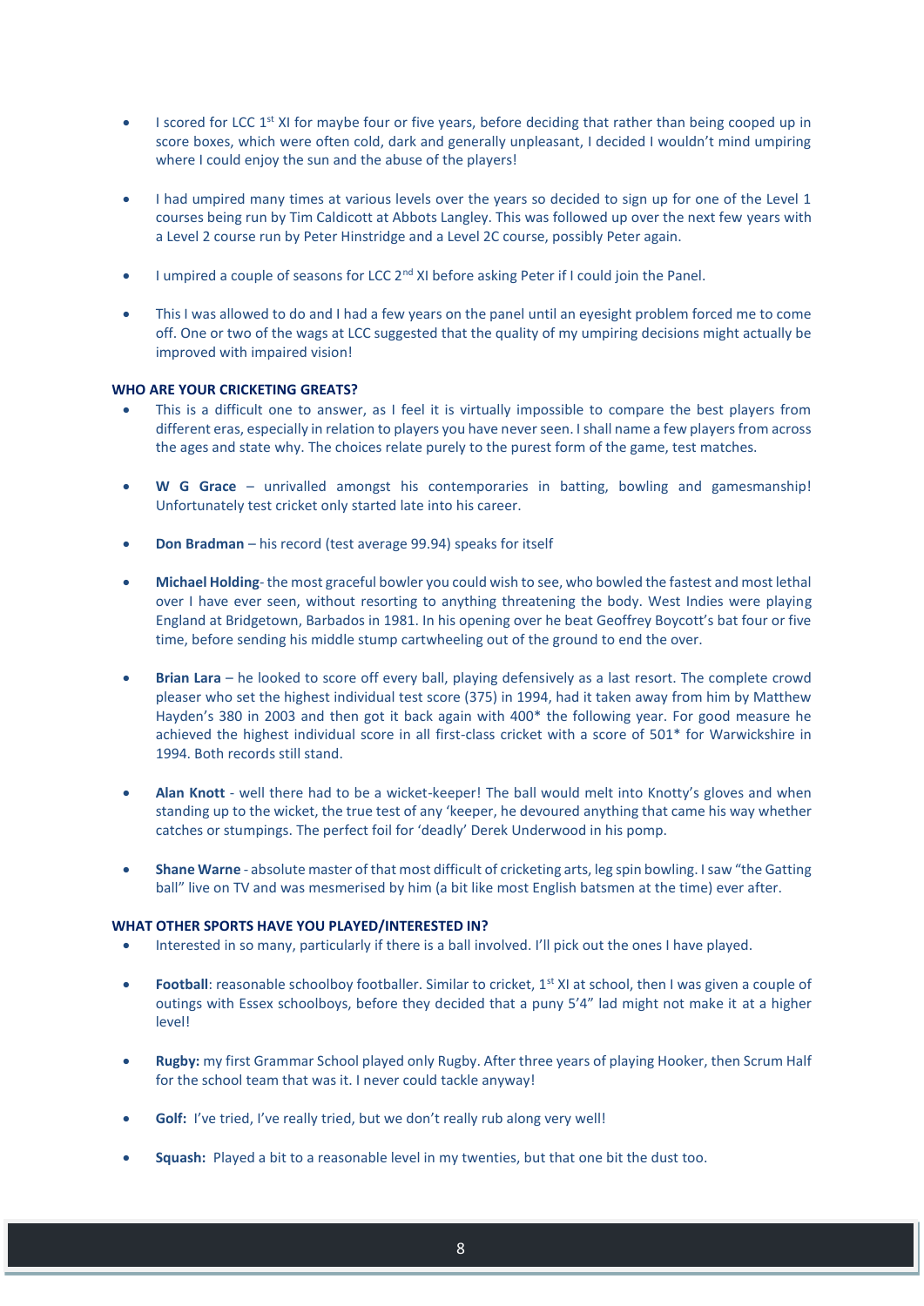- I scored for LCC 1st XI for maybe four or five years, before deciding that rather than being cooped up in score boxes, which were often cold, dark and generally unpleasant, I decided I wouldn't mind umpiring where I could enjoy the sun and the abuse of the players!

- I had umpired many times at various levels over the years so decided to sign up for one of the Level 1 courses being run by Tim Caldicott at Abbots Langley. This was followed up over the next few years with a Level 2 course run by Peter Hinstridge and a Level 2C course, possibly Peter again.

- I umpired a couple of seasons for LCC 2nd XI before asking Peter if I could join the Panel.

- This I was allowed to do and I had a few years on the panel until an eyesight problem forced me to come off. One or two of the wags at LCC suggested that the quality of my umpiring decisions might actually be improved with impaired vision!

**WHO ARE YOUR CRICKETING GREATS?**

- This is a difficult one to answer, as I feel it is virtually impossible to compare the best players from different eras, especially in relation to players you have never seen. I shall name a few players from across the ages and state why. The choices relate purely to the purest form of the game, test matches.

- **W G Grace** – unrivalled amongst his contemporaries in batting, bowling and gamesmanship! Unfortunately test cricket only started late into his career.

- **Don Bradman** – his record (test average 99.94) speaks for itself

- **Michael Holding**- the most graceful bowler you could wish to see, who bowled the fastest and most lethal over I have ever seen, without resorting to anything threatening the body. West Indies were playing England at Bridgetown, Barbados in 1981. In his opening over he beat Geoffrey Boycott's bat four or five time, before sending his middle stump cartwheeling out of the ground to end the over.

- **Brian Lara** – he looked to score off every ball, playing defensively as a last resort. The complete crowd pleaser who set the highest individual test score (375) in 1994, had it taken away from him by Matthew Hayden's 380 in 2003 and then got it back again with 400* the following year. For good measure he achieved the highest individual score in all first-class cricket with a score of 501* for Warwickshire in 1994. Both records still stand.

- **Alan Knott** - well there had to be a wicket-keeper! The ball would melt into Knotty's gloves and when standing up to the wicket, the true test of any 'keeper, he devoured anything that came his way whether catches or stumpings. The perfect foil for 'deadly' Derek Underwood in his pomp.

- **Shane Warne** - absolute master of that most difficult of cricketing arts, leg spin bowling. I saw "the Gatting ball" live on TV and was mesmerised by him (a bit like most English batsmen at the time) ever after.

**WHAT OTHER SPORTS HAVE YOU PLAYED/INTERESTED IN?**

- Interested in so many, particularly if there is a ball involved. I'll pick out the ones I have played.

- **Football**: reasonable schoolboy footballer. Similar to cricket, 1st XI at school, then I was given a couple of outings with Essex schoolboys, before they decided that a puny 5'4" lad might not make it at a higher level!

- **Rugby:** my first Grammar School played only Rugby. After three years of playing Hooker, then Scrum Half for the school team that was it. I never could tackle anyway!

- **Golf:** I've tried, I've really tried, but we don't really rub along very well!

- **Squash:** Played a bit to a reasonable level in my twenties, but that one bit the dust too.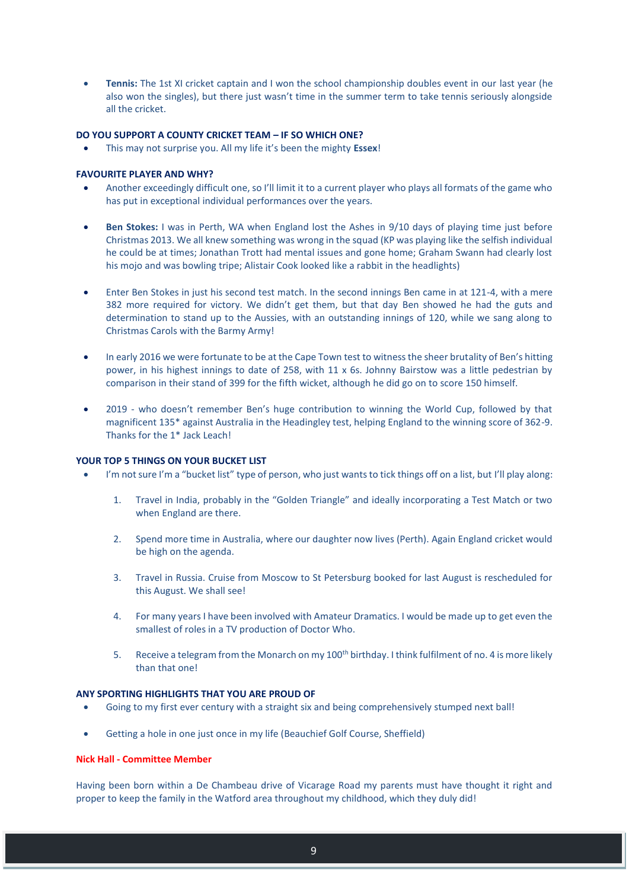- **Tennis:** The 1st XI cricket captain and I won the school championship doubles event in our last year (he also won the singles), but there just wasn't time in the summer term to take tennis seriously alongside all the cricket.

**DO YOU SUPPORT A COUNTY CRICKET TEAM – IF SO WHICH ONE?**

- This may not surprise you. All my life it's been the mighty **Essex**!

**FAVOURITE PLAYER AND WHY?**

- Another exceedingly difficult one, so I'll limit it to a current player who plays all formats of the game who has put in exceptional individual performances over the years.

- **Ben Stokes:** I was in Perth, WA when England lost the Ashes in 9/10 days of playing time just before Christmas 2013. We all knew something was wrong in the squad (KP was playing like the selfish individual he could be at times; Jonathan Trott had mental issues and gone home; Graham Swann had clearly lost his mojo and was bowling tripe; Alistair Cook looked like a rabbit in the headlights)

- Enter Ben Stokes in just his second test match. In the second innings Ben came in at 121-4, with a mere 382 more required for victory. We didn't get them, but that day Ben showed he had the guts and determination to stand up to the Aussies, with an outstanding innings of 120, while we sang along to Christmas Carols with the Barmy Army!

- In early 2016 we were fortunate to be at the Cape Town test to witness the sheer brutality of Ben's hitting power, in his highest innings to date of 258, with 11 x 6s. Johnny Bairstow was a little pedestrian by comparison in their stand of 399 for the fifth wicket, although he did go on to score 150 himself.

- 2019 - who doesn't remember Ben's huge contribution to winning the World Cup, followed by that magnificent 135* against Australia in the Headingley test, helping England to the winning score of 362-9. Thanks for the 1* Jack Leach!

**YOUR TOP 5 THINGS ON YOUR BUCKET LIST**

- I'm not sure I'm a "bucket list" type of person, who just wants to tick things off on a list, but I'll play along:

  1. Travel in India, probably in the "Golden Triangle" and ideally incorporating a Test Match or two when England are there.

  2. Spend more time in Australia, where our daughter now lives (Perth). Again England cricket would be high on the agenda.

  3. Travel in Russia. Cruise from Moscow to St Petersburg booked for last August is rescheduled for this August. We shall see!

  4. For many years I have been involved with Amateur Dramatics. I would be made up to get even the smallest of roles in a TV production of Doctor Who.

  5. Receive a telegram from the Monarch on my 100th birthday. I think fulfilment of no. 4 is more likely than that one!

**ANY SPORTING HIGHLIGHTS THAT YOU ARE PROUD OF**

- Going to my first ever century with a straight six and being comprehensively stumped next ball!

- Getting a hole in one just once in my life (Beauchief Golf Course, Sheffield)

**Nick Hall - Committee Member**

Having been born within a De Chambeau drive of Vicarage Road my parents must have thought it right and proper to keep the family in the Watford area throughout my childhood, which they duly did!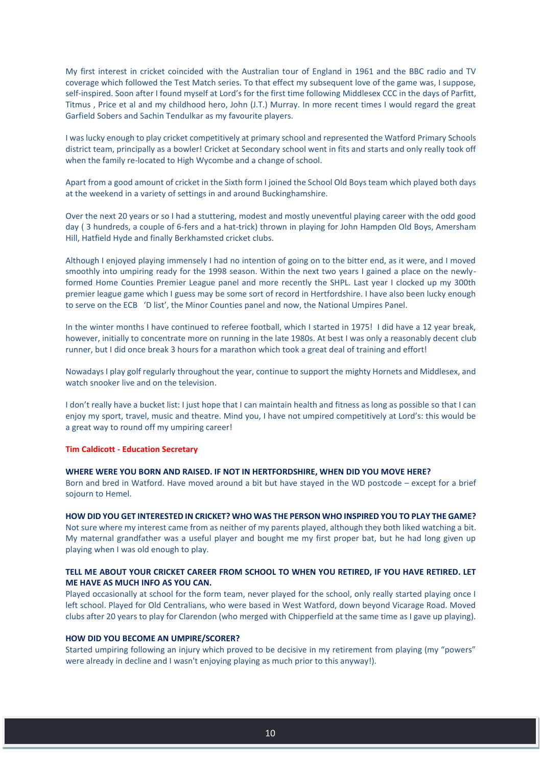My first interest in cricket coincided with the Australian tour of England in 1961 and the BBC radio and TV coverage which followed the Test Match series. To that effect my subsequent love of the game was, I suppose, self-inspired. Soon after I found myself at Lord's for the first time following Middlesex CCC in the days of Parfitt, Titmus , Price et al and my childhood hero, John (J.T.) Murray. In more recent times I would regard the great Garfield Sobers and Sachin Tendulkar as my favourite players.

I was lucky enough to play cricket competitively at primary school and represented the Watford Primary Schools district team, principally as a bowler! Cricket at Secondary school went in fits and starts and only really took off when the family re-located to High Wycombe and a change of school.

Apart from a good amount of cricket in the Sixth form I joined the School Old Boys team which played both days at the weekend in a variety of settings in and around Buckinghamshire.

Over the next 20 years or so I had a stuttering, modest and mostly uneventful playing career with the odd good day ( 3 hundreds, a couple of 6-fers and a hat-trick) thrown in playing for John Hampden Old Boys, Amersham Hill, Hatfield Hyde and finally Berkhamsted cricket clubs.

Although I enjoyed playing immensely I had no intention of going on to the bitter end, as it were, and I moved smoothly into umpiring ready for the 1998 season. Within the next two years I gained a place on the newly-formed Home Counties Premier League panel and more recently the SHPL. Last year I clocked up my 300th premier league game which I guess may be some sort of record in Hertfordshire. I have also been lucky enough to serve on the ECB 'D list', the Minor Counties panel and now, the National Umpires Panel.

In the winter months I have continued to referee football, which I started in 1975! I did have a 12 year break, however, initially to concentrate more on running in the late 1980s. At best I was only a reasonably decent club runner, but I did once break 3 hours for a marathon which took a great deal of training and effort!

Nowadays I play golf regularly throughout the year, continue to support the mighty Hornets and Middlesex, and watch snooker live and on the television.

I don't really have a bucket list: I just hope that I can maintain health and fitness as long as possible so that I can enjoy my sport, travel, music and theatre. Mind you, I have not umpired competitively at Lord's: this would be a great way to round off my umpiring career!

**Tim Caldicott - Education Secretary**

**WHERE WERE YOU BORN AND RAISED. IF NOT IN HERTFORDSHIRE, WHEN DID YOU MOVE HERE?**

Born and bred in Watford. Have moved around a bit but have stayed in the WD postcode – except for a brief sojourn to Hemel.

**HOW DID YOU GET INTERESTED IN CRICKET? WHO WAS THE PERSON WHO INSPIRED YOU TO PLAY THE GAME?**

Not sure where my interest came from as neither of my parents played, although they both liked watching a bit. My maternal grandfather was a useful player and bought me my first proper bat, but he had long given up playing when I was old enough to play.

**TELL ME ABOUT YOUR CRICKET CAREER FROM SCHOOL TO WHEN YOU RETIRED, IF YOU HAVE RETIRED. LET ME HAVE AS MUCH INFO AS YOU CAN.**

Played occasionally at school for the form team, never played for the school, only really started playing once I left school. Played for Old Centralians, who were based in West Watford, down beyond Vicarage Road. Moved clubs after 20 years to play for Clarendon (who merged with Chipperfield at the same time as I gave up playing).

**HOW DID YOU BECOME AN UMPIRE/SCORER?**

Started umpiring following an injury which proved to be decisive in my retirement from playing (my "powers" were already in decline and I wasn't enjoying playing as much prior to this anyway!).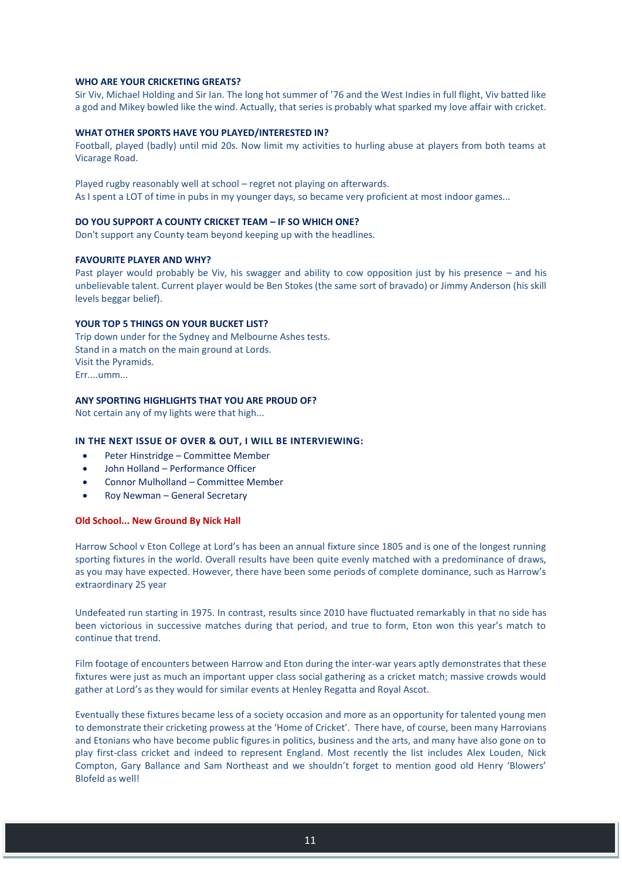**WHO ARE YOUR CRICKETING GREATS?**

Sir Viv, Michael Holding and Sir Ian. The long hot summer of '76 and the West Indies in full flight, Viv batted like a god and Mikey bowled like the wind. Actually, that series is probably what sparked my love affair with cricket.

**WHAT OTHER SPORTS HAVE YOU PLAYED/INTERESTED IN?**

Football, played (badly) until mid 20s. Now limit my activities to hurling abuse at players from both teams at Vicarage Road.

Played rugby reasonably well at school – regret not playing on afterwards.
As I spent a LOT of time in pubs in my younger days, so became very proficient at most indoor games...

**DO YOU SUPPORT A COUNTY CRICKET TEAM – IF SO WHICH ONE?**

Don't support any County team beyond keeping up with the headlines.

**FAVOURITE PLAYER AND WHY?**

Past player would probably be Viv, his swagger and ability to cow opposition just by his presence – and his unbelievable talent. Current player would be Ben Stokes (the same sort of bravado) or Jimmy Anderson (his skill levels beggar belief).

**YOUR TOP 5 THINGS ON YOUR BUCKET LIST?**

Trip down under for the Sydney and Melbourne Ashes tests.
Stand in a match on the main ground at Lords.
Visit the Pyramids.
Err....umm...

**ANY SPORTING HIGHLIGHTS THAT YOU ARE PROUD OF?**

Not certain any of my lights were that high...

**IN THE NEXT ISSUE OF OVER & OUT, I WILL BE INTERVIEWING:**

- Peter Hinstridge – Committee Member
- John Holland – Performance Officer
- Connor Mulholland – Committee Member
- Roy Newman – General Secretary

## Old School... New Ground By Nick Hall

Harrow School v Eton College at Lord's has been an annual fixture since 1805 and is one of the longest running sporting fixtures in the world. Overall results have been quite evenly matched with a predominance of draws, as you may have expected. However, there have been some periods of complete dominance, such as Harrow's extraordinary 25 year

Undefeated run starting in 1975. In contrast, results since 2010 have fluctuated remarkably in that no side has been victorious in successive matches during that period, and true to form, Eton won this year's match to continue that trend.

Film footage of encounters between Harrow and Eton during the inter-war years aptly demonstrates that these fixtures were just as much an important upper class social gathering as a cricket match; massive crowds would gather at Lord's as they would for similar events at Henley Regatta and Royal Ascot.

Eventually these fixtures became less of a society occasion and more as an opportunity for talented young men to demonstrate their cricketing prowess at the 'Home of Cricket'. There have, of course, been many Harrovians and Etonians who have become public figures in politics, business and the arts, and many have also gone on to play first-class cricket and indeed to represent England. Most recently the list includes Alex Louden, Nick Compton, Gary Ballance and Sam Northeast and we shouldn't forget to mention good old Henry 'Blowers' Blofeld as well!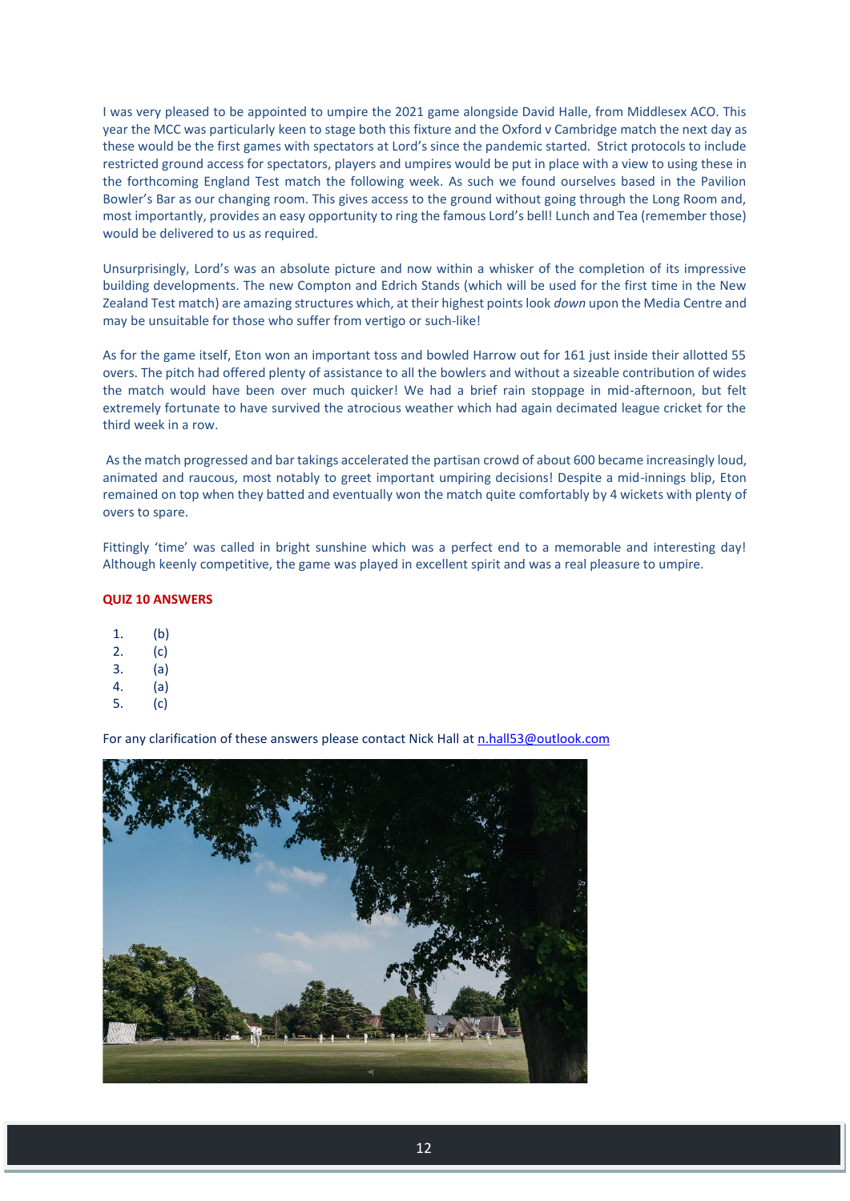I was very pleased to be appointed to umpire the 2021 game alongside David Halle, from Middlesex ACO. This year the MCC was particularly keen to stage both this fixture and the Oxford v Cambridge match the next day as these would be the first games with spectators at Lord's since the pandemic started. Strict protocols to include restricted ground access for spectators, players and umpires would be put in place with a view to using these in the forthcoming England Test match the following week. As such we found ourselves based in the Pavilion Bowler's Bar as our changing room. This gives access to the ground without going through the Long Room and, most importantly, provides an easy opportunity to ring the famous Lord's bell! Lunch and Tea (remember those) would be delivered to us as required.

Unsurprisingly, Lord's was an absolute picture and now within a whisker of the completion of its impressive building developments. The new Compton and Edrich Stands (which will be used for the first time in the New Zealand Test match) are amazing structures which, at their highest points look *down* upon the Media Centre and may be unsuitable for those who suffer from vertigo or such-like!

As for the game itself, Eton won an important toss and bowled Harrow out for 161 just inside their allotted 55 overs. The pitch had offered plenty of assistance to all the bowlers and without a sizeable contribution of wides the match would have been over much quicker! We had a brief rain stoppage in mid-afternoon, but felt extremely fortunate to have survived the atrocious weather which had again decimated league cricket for the third week in a row.

As the match progressed and bar takings accelerated the partisan crowd of about 600 became increasingly loud, animated and raucous, most notably to greet important umpiring decisions! Despite a mid-innings blip, Eton remained on top when they batted and eventually won the match quite comfortably by 4 wickets with plenty of overs to spare.

Fittingly 'time' was called in bright sunshine which was a perfect end to a memorable and interesting day! Although keenly competitive, the game was played in excellent spirit and was a real pleasure to umpire.

**QUIZ 10 ANSWERS**

1. (b)
2. (c)
3. (a)
4. (a)
5. (c)

For any clarification of these answers please contact Nick Hall at n.hall53@outlook.com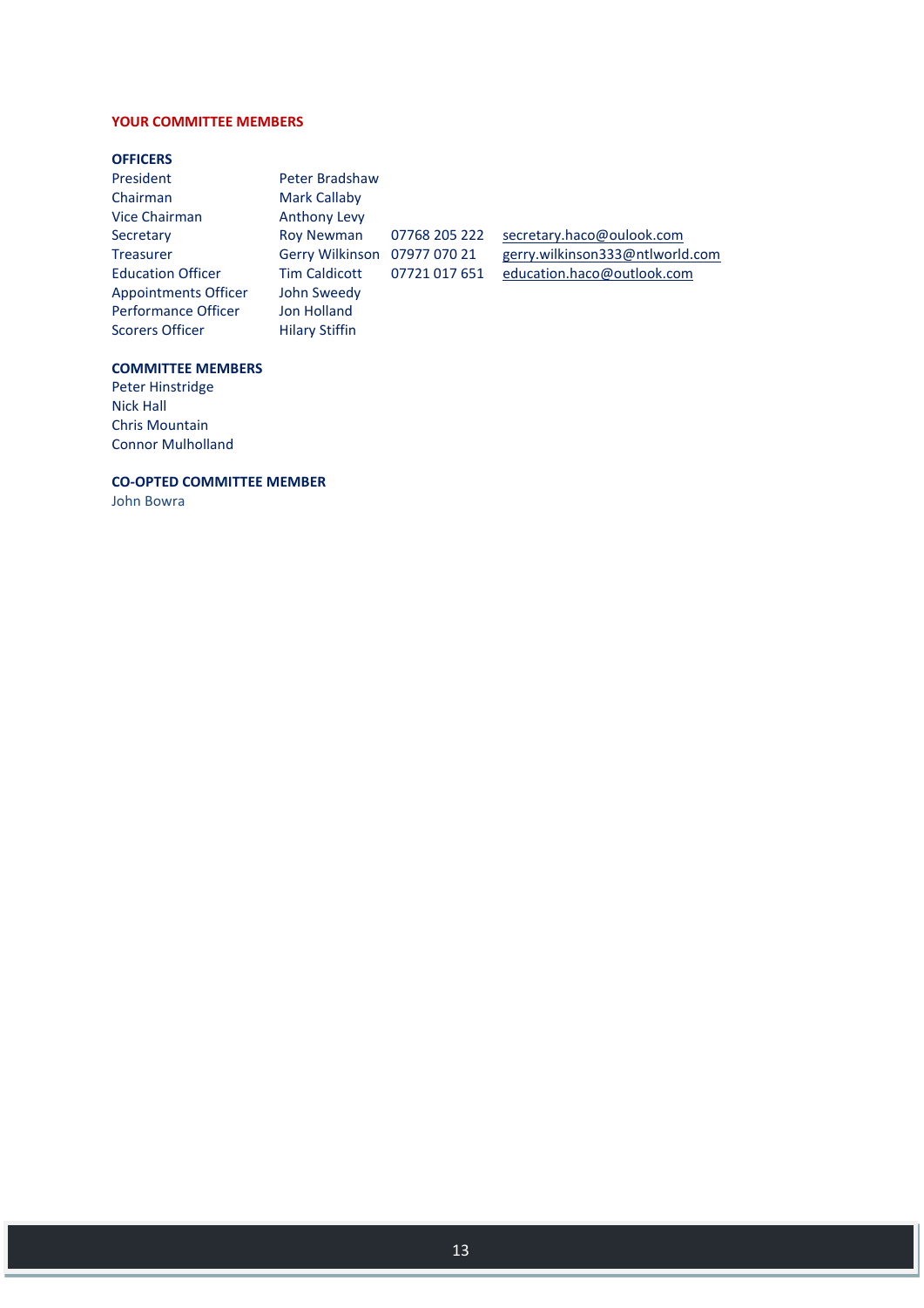## YOUR COMMITTEE MEMBERS

### OFFICERS

| | | | |
|---|---|---|---|
| President | Peter Bradshaw | | |
| Chairman | Mark Callaby | | |
| Vice Chairman | Anthony Levy | | |
| Secretary | Roy Newman | 07768 205 222 | secretary.haco@oulook.com |
| Treasurer | Gerry Wilkinson | 07977 070 21 | gerry.wilkinson333@ntlworld.com |
| Education Officer | Tim Caldicott | 07721 017 651 | education.haco@outlook.com |
| Appointments Officer | John Sweedy | | |
| Performance Officer | Jon Holland | | |
| Scorers Officer | Hilary Stiffin | | |

### COMMITTEE MEMBERS

Peter Hinstridge
Nick Hall
Chris Mountain
Connor Mulholland

### CO-OPTED COMMITTEE MEMBER

John Bowra